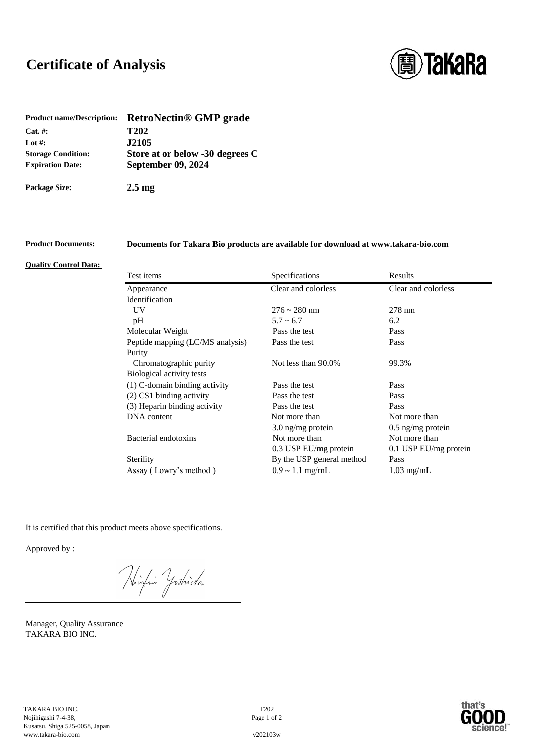# Certificate of Analysis

**Product name/Description:** **RetroNectin® GMP grade**

**Cat. #:** **T202**

**Lot #:** **J2105**

**Storage Condition:** **Store at or below -30 degrees C**

**Expiration Date:** **September 09, 2024**

**Package Size:** **2.5 mg**

**Product Documents:** **Documents for Takara Bio products are available for download at www.takara-bio.com**

**Quality Control Data:**

| Test items | Specifications | Results |
|---|---|---|
| Appearance | Clear and colorless | Clear and colorless |
| Identification | | |
| UV | 276 ~ 280 nm | 278 nm |
| pH | 5.7 ~ 6.7 | 6.2 |
| Molecular Weight | Pass the test | Pass |
| Peptide mapping (LC/MS analysis) | Pass the test | Pass |
| Purity | | |
| Chromatographic purity | Not less than 90.0% | 99.3% |
| Biological activity tests | | |
| (1) C-domain binding activity | Pass the test | Pass |
| (2) CS1 binding activity | Pass the test | Pass |
| (3) Heparin binding activity | Pass the test | Pass |
| DNA content | Not more than 3.0 ng/mg protein | Not more than 0.5 ng/mg protein |
| Bacterial endotoxins | Not more than 0.3 USP EU/mg protein | Not more than 0.1 USP EU/mg protein |
| Sterility | By the USP general method | Pass |
| Assay ( Lowry's method ) | 0.9 ~ 1.1 mg/mL | 1.03 mg/mL |

It is certified that this product meets above specifications.

Approved by :

Hirofumi Yoshida

Manager, Quality Assurance
TAKARA BIO INC.

TAKARA BIO INC.
Nojihigashi 7-4-38,
Kusatsu, Shiga 525-0058, Japan
www.takara-bio.com

T202

v202103w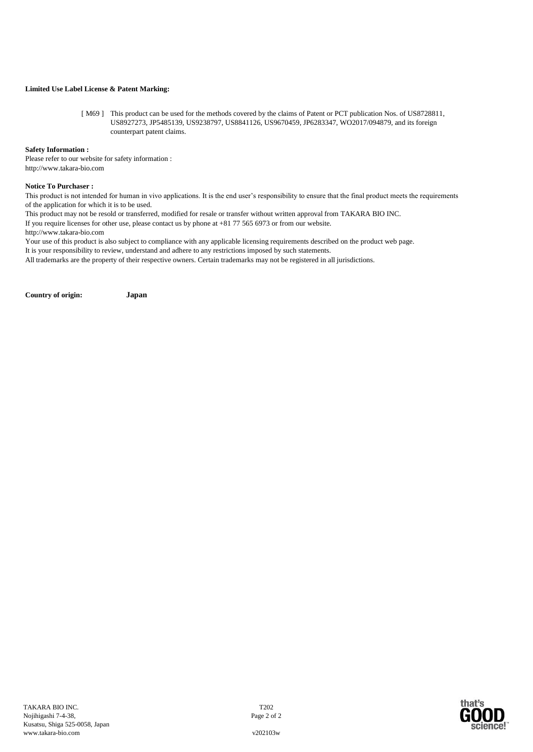**Limited Use Label License & Patent Marking:**

[ M69 ] This product can be used for the methods covered by the claims of Patent or PCT publication Nos. of US8728811, US8927273, JP5485139, US9238797, US8841126, US9670459, JP6283347, WO2017/094879, and its foreign counterpart patent claims.

**Safety Information :**

Please refer to our website for safety information :
http://www.takara-bio.com

**Notice To Purchaser :**

This product is not intended for human in vivo applications. It is the end user's responsibility to ensure that the final product meets the requirements of the application for which it is to be used.
This product may not be resold or transferred, modified for resale or transfer without written approval from TAKARA BIO INC.
If you require licenses for other use, please contact us by phone at +81 77 565 6973 or from our website.
http://www.takara-bio.com
Your use of this product is also subject to compliance with any applicable licensing requirements described on the product web page.
It is your responsibility to review, understand and adhere to any restrictions imposed by such statements.
All trademarks are the property of their respective owners. Certain trademarks may not be registered in all jurisdictions.

**Country of origin: Japan**

TAKARA BIO INC.
Nojihigashi 7-4-38,
Kusatsu, Shiga 525-0058, Japan
www.takara-bio.com

T202

v202103w